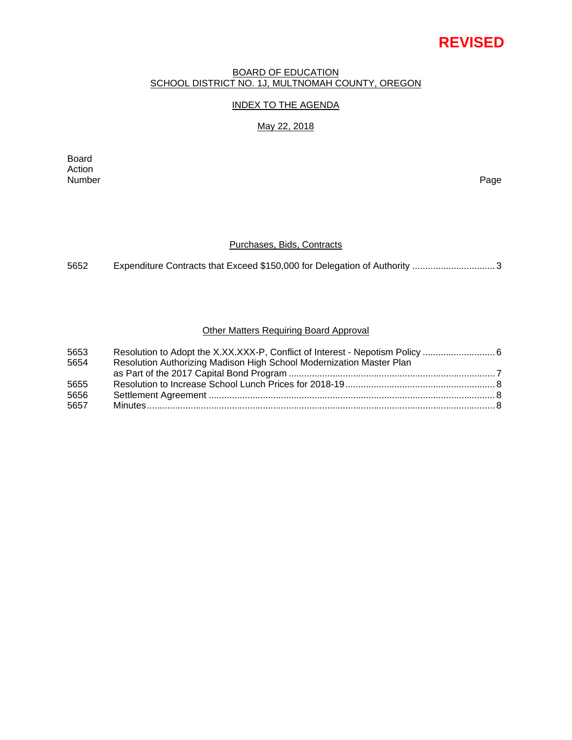**REVISED**

BOARD OF EDUCATION
SCHOOL DISTRICT NO. 1J, MULTNOMAH COUNTY, OREGON

INDEX TO THE AGENDA

May 22, 2018

| Board Action Number | | Page |
|---|---|---|
| | **Purchases, Bids, Contracts** | |
| 5652 | Expenditure Contracts that Exceed $150,000 for Delegation of Authority | 3 |
| | **Other Matters Requiring Board Approval** | |
| 5653 | Resolution to Adopt the X.XX.XXX-P, Conflict of Interest - Nepotism Policy | 6 |
| 5654 | Resolution Authorizing Madison High School Modernization Master Plan as Part of the 2017 Capital Bond Program | 7 |
| 5655 | Resolution to Increase School Lunch Prices for 2018-19 | 8 |
| 5656 | Settlement Agreement | 8 |
| 5657 | Minutes | 8 |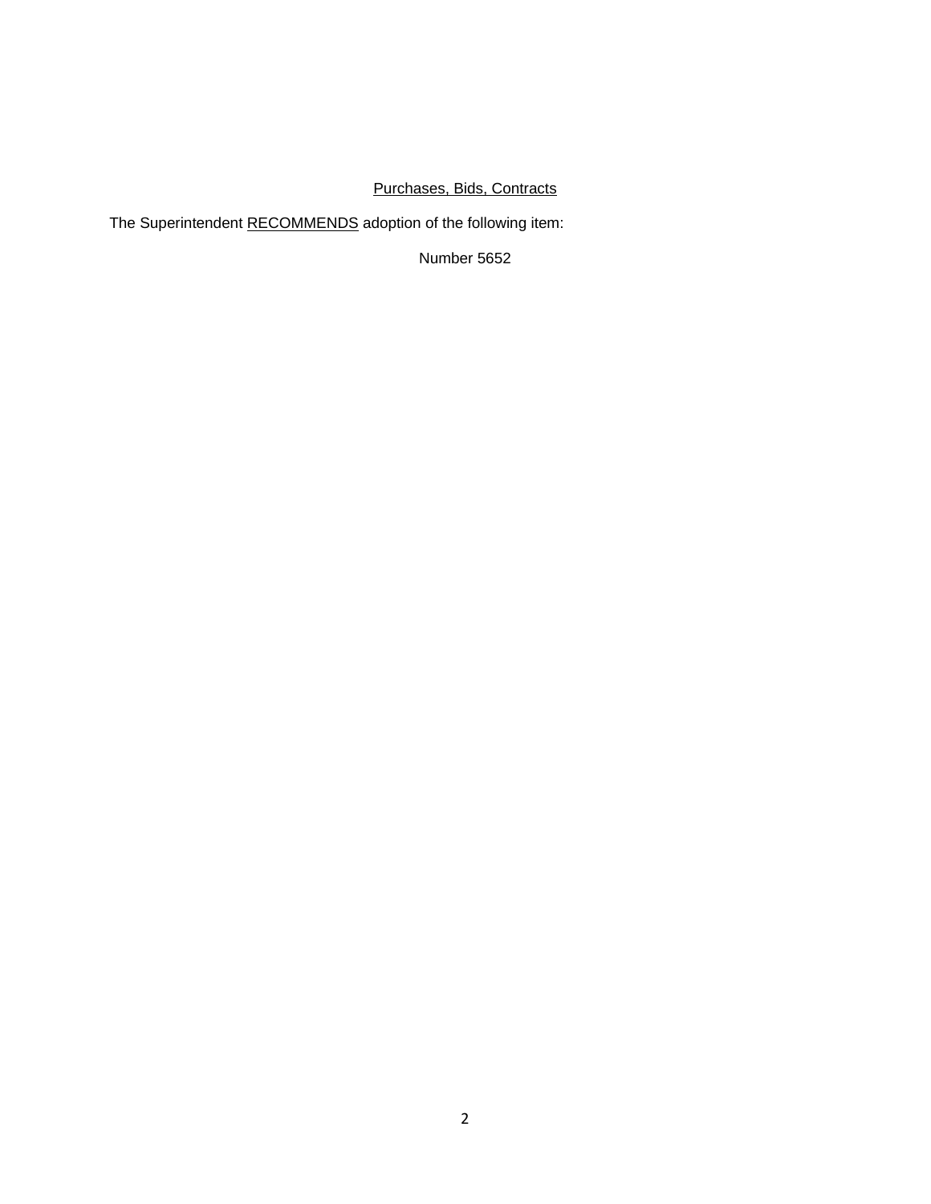<u>Purchases, Bids, Contracts</u>

The Superintendent <u>RECOMMENDS</u> adoption of the following item:

Number 5652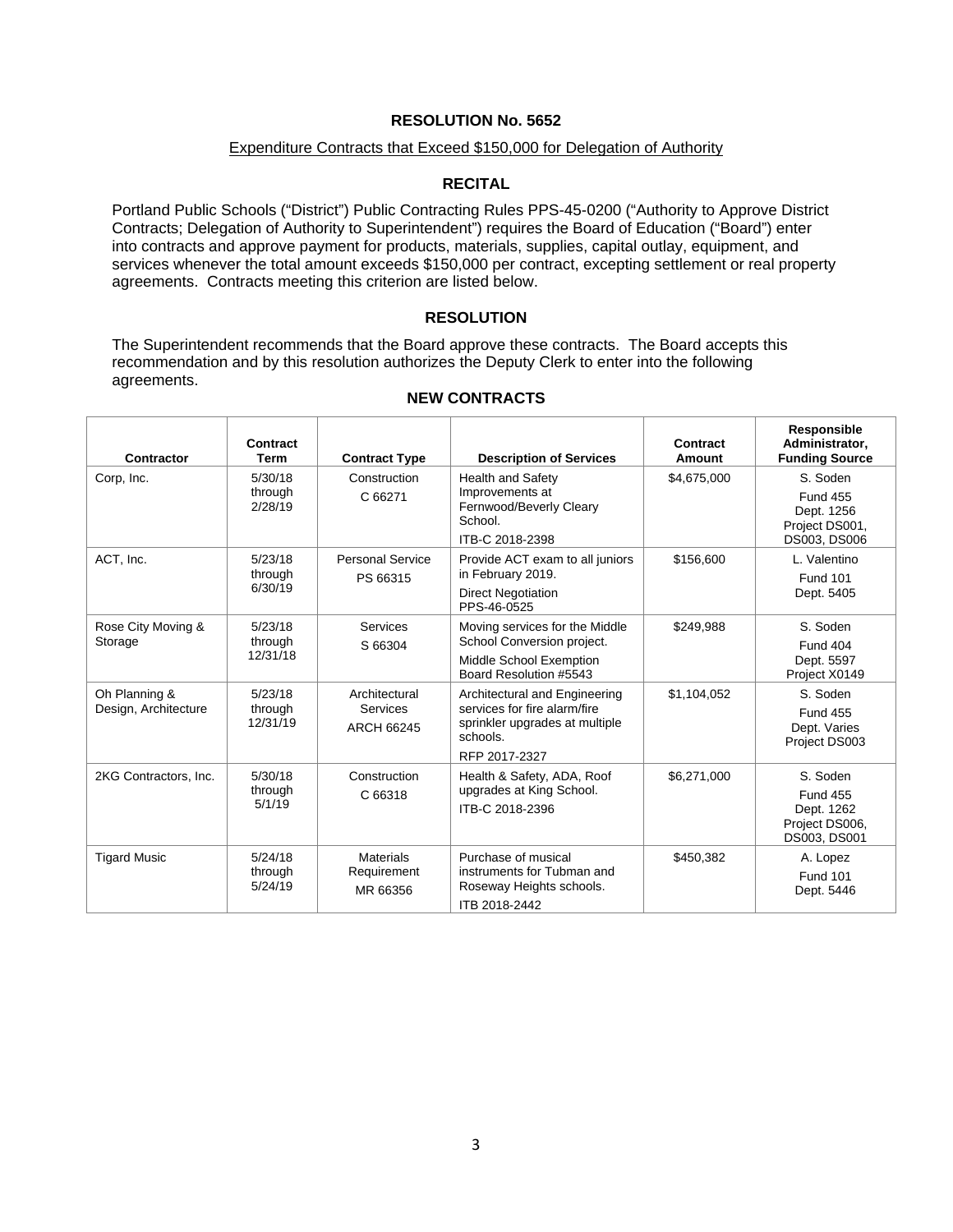## RESOLUTION No. 5652

Expenditure Contracts that Exceed $150,000 for Delegation of Authority

### RECITAL

Portland Public Schools ("District") Public Contracting Rules PPS-45-0200 ("Authority to Approve District Contracts; Delegation of Authority to Superintendent") requires the Board of Education ("Board") enter into contracts and approve payment for products, materials, supplies, capital outlay, equipment, and services whenever the total amount exceeds $150,000 per contract, excepting settlement or real property agreements. Contracts meeting this criterion are listed below.

### RESOLUTION

The Superintendent recommends that the Board approve these contracts. The Board accepts this recommendation and by this resolution authorizes the Deputy Clerk to enter into the following agreements.

### NEW CONTRACTS

| Contractor | Contract Term | Contract Type | Description of Services | Contract Amount | Responsible Administrator, Funding Source |
|---|---|---|---|---|---|
| Corp, Inc. | 5/30/18 through 2/28/19 | Construction C 66271 | Health and Safety Improvements at Fernwood/Beverly Cleary School. ITB-C 2018-2398 | $4,675,000 | S. Soden Fund 455 Dept. 1256 Project DS001, DS003, DS006 |
| ACT, Inc. | 5/23/18 through 6/30/19 | Personal Service PS 66315 | Provide ACT exam to all juniors in February 2019. Direct Negotiation PPS-46-0525 | $156,600 | L. Valentino Fund 101 Dept. 5405 |
| Rose City Moving & Storage | 5/23/18 through 12/31/18 | Services S 66304 | Moving services for the Middle School Conversion project. Middle School Exemption Board Resolution #5543 | $249,988 | S. Soden Fund 404 Dept. 5597 Project X0149 |
| Oh Planning & Design, Architecture | 5/23/18 through 12/31/19 | Architectural Services ARCH 66245 | Architectural and Engineering services for fire alarm/fire sprinkler upgrades at multiple schools. RFP 2017-2327 | $1,104,052 | S. Soden Fund 455 Dept. Varies Project DS003 |
| 2KG Contractors, Inc. | 5/30/18 through 5/1/19 | Construction C 66318 | Health & Safety, ADA, Roof upgrades at King School. ITB-C 2018-2396 | $6,271,000 | S. Soden Fund 455 Dept. 1262 Project DS006, DS003, DS001 |
| Tigard Music | 5/24/18 through 5/24/19 | Materials Requirement MR 66356 | Purchase of musical instruments for Tubman and Roseway Heights schools. ITB 2018-2442 | $450,382 | A. Lopez Fund 101 Dept. 5446 |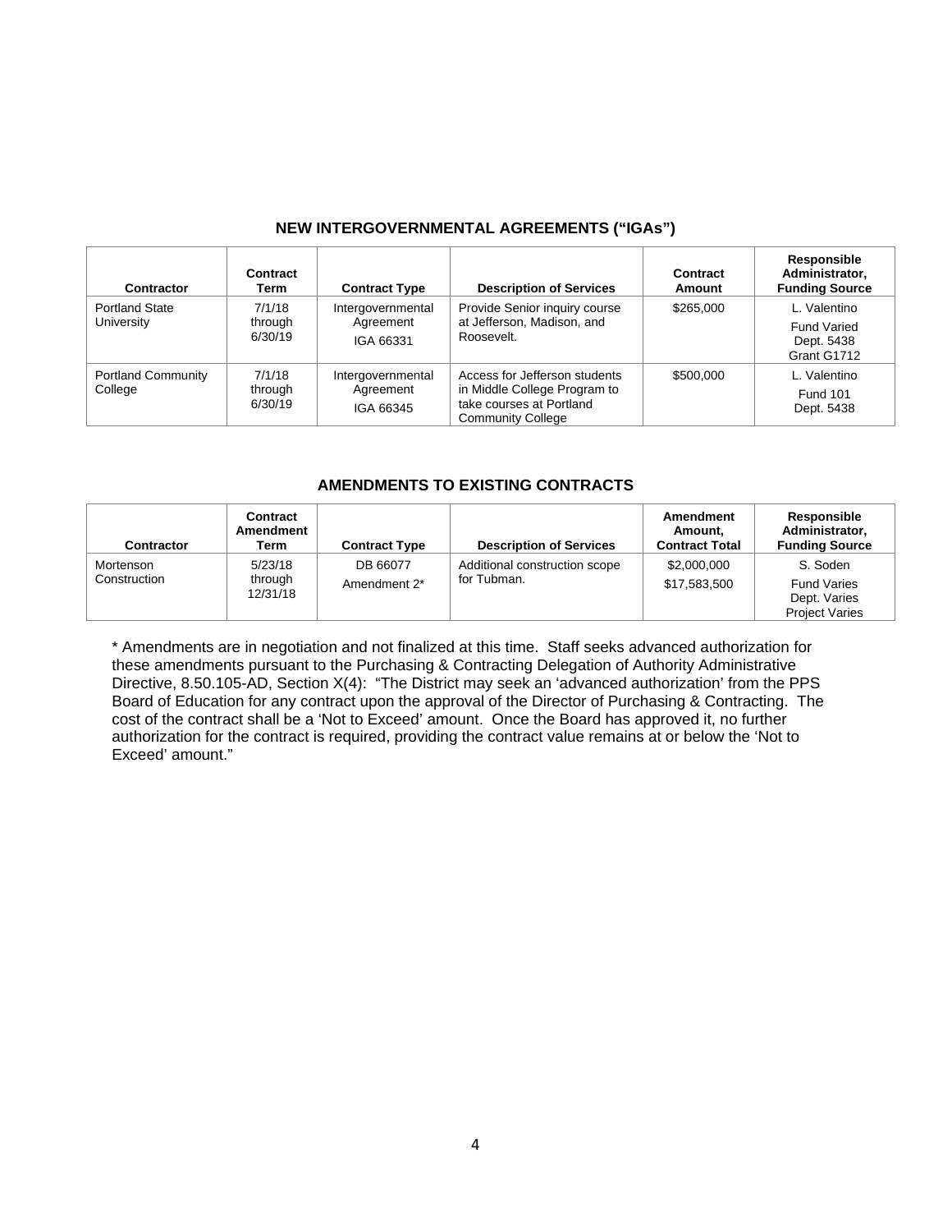## NEW INTERGOVERNMENTAL AGREEMENTS ("IGAs")

| Contractor | Contract Term | Contract Type | Description of Services | Contract Amount | Responsible Administrator, Funding Source |
|---|---|---|---|---|---|
| Portland State University | 7/1/18 through 6/30/19 | Intergovernmental Agreement IGA 66331 | Provide Senior inquiry course at Jefferson, Madison, and Roosevelt. | $265,000 | L. Valentino Fund Varied Dept. 5438 Grant G1712 |
| Portland Community College | 7/1/18 through 6/30/19 | Intergovernmental Agreement IGA 66345 | Access for Jefferson students in Middle College Program to take courses at Portland Community College | $500,000 | L. Valentino Fund 101 Dept. 5438 |

## AMENDMENTS TO EXISTING CONTRACTS

| Contractor | Contract Amendment Term | Contract Type | Description of Services | Amendment Amount, Contract Total | Responsible Administrator, Funding Source |
|---|---|---|---|---|---|
| Mortenson Construction | 5/23/18 through 12/31/18 | DB 66077 Amendment 2* | Additional construction scope for Tubman. | $2,000,000 $17,583,500 | S. Soden Fund Varies Dept. Varies Project Varies |

* Amendments are in negotiation and not finalized at this time. Staff seeks advanced authorization for these amendments pursuant to the Purchasing & Contracting Delegation of Authority Administrative Directive, 8.50.105-AD, Section X(4): "The District may seek an 'advanced authorization' from the PPS Board of Education for any contract upon the approval of the Director of Purchasing & Contracting. The cost of the contract shall be a 'Not to Exceed' amount. Once the Board has approved it, no further authorization for the contract is required, providing the contract value remains at or below the 'Not to Exceed' amount."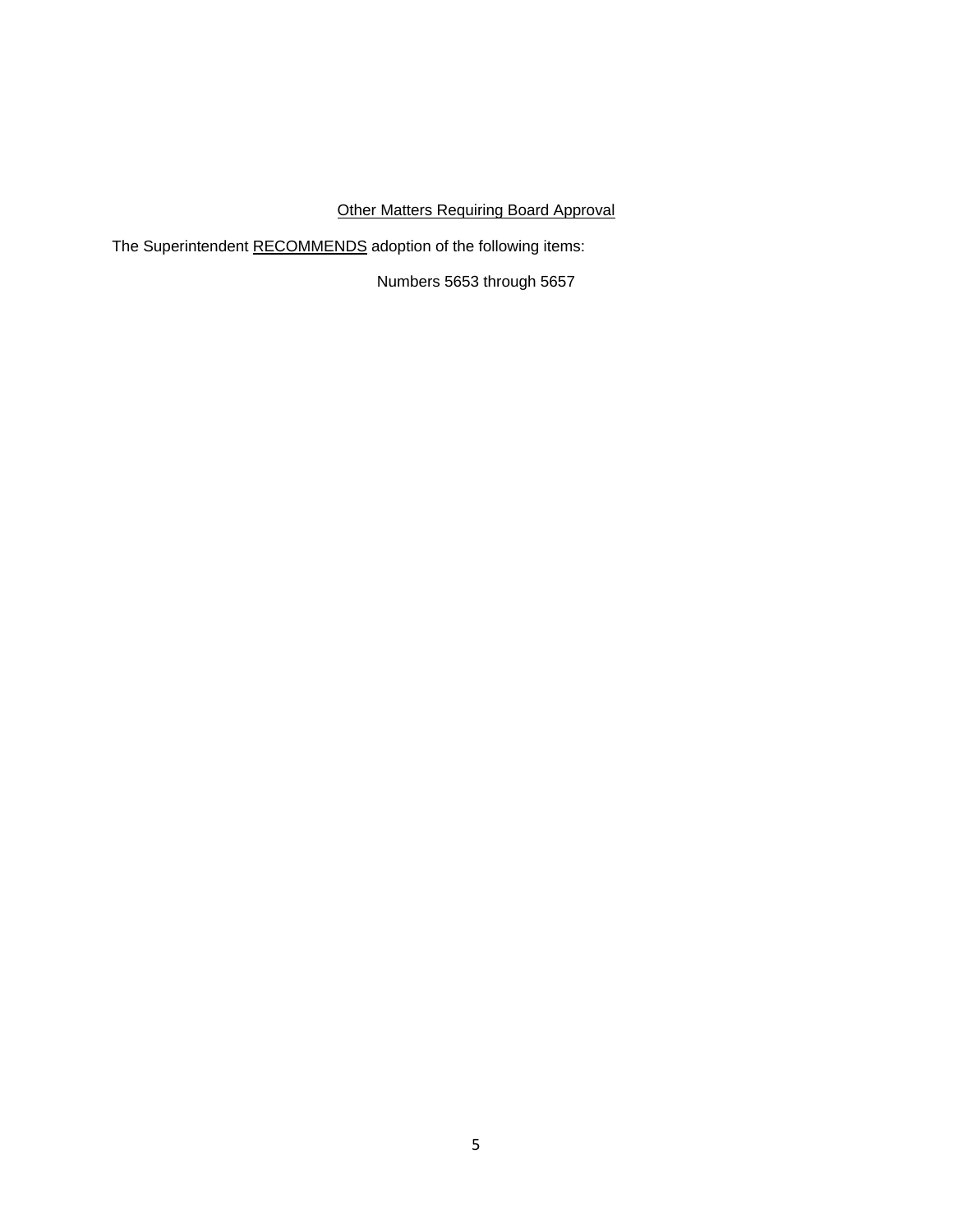<u>Other Matters Requiring Board Approval</u>

The Superintendent <u>RECOMMENDS</u> adoption of the following items:

Numbers 5653 through 5657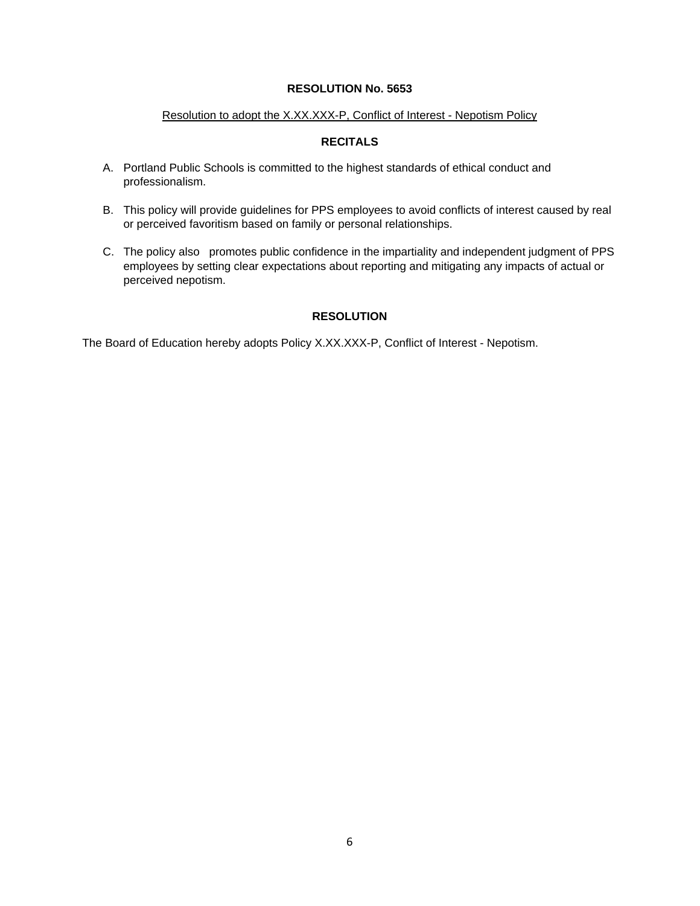**RESOLUTION No. 5653**

Resolution to adopt the X.XX.XXX-P, Conflict of Interest - Nepotism Policy

**RECITALS**

A. Portland Public Schools is committed to the highest standards of ethical conduct and professionalism.

B. This policy will provide guidelines for PPS employees to avoid conflicts of interest caused by real or perceived favoritism based on family or personal relationships.

C. The policy also promotes public confidence in the impartiality and independent judgment of PPS employees by setting clear expectations about reporting and mitigating any impacts of actual or perceived nepotism.

**RESOLUTION**

The Board of Education hereby adopts Policy X.XX.XXX-P, Conflict of Interest - Nepotism.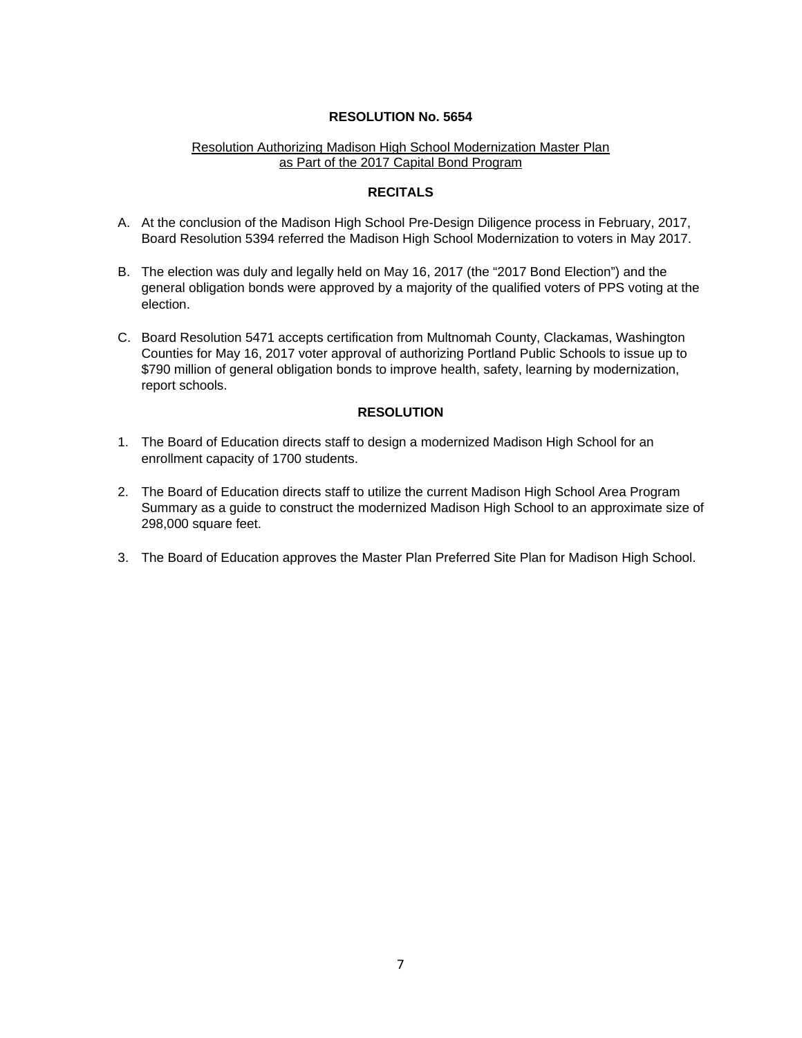## RESOLUTION No. 5654

Resolution Authorizing Madison High School Modernization Master Plan as Part of the 2017 Capital Bond Program

### RECITALS

A. At the conclusion of the Madison High School Pre-Design Diligence process in February, 2017, Board Resolution 5394 referred the Madison High School Modernization to voters in May 2017.

B. The election was duly and legally held on May 16, 2017 (the "2017 Bond Election") and the general obligation bonds were approved by a majority of the qualified voters of PPS voting at the election.

C. Board Resolution 5471 accepts certification from Multnomah County, Clackamas, Washington Counties for May 16, 2017 voter approval of authorizing Portland Public Schools to issue up to $790 million of general obligation bonds to improve health, safety, learning by modernization, report schools.

### RESOLUTION

1. The Board of Education directs staff to design a modernized Madison High School for an enrollment capacity of 1700 students.

2. The Board of Education directs staff to utilize the current Madison High School Area Program Summary as a guide to construct the modernized Madison High School to an approximate size of 298,000 square feet.

3. The Board of Education approves the Master Plan Preferred Site Plan for Madison High School.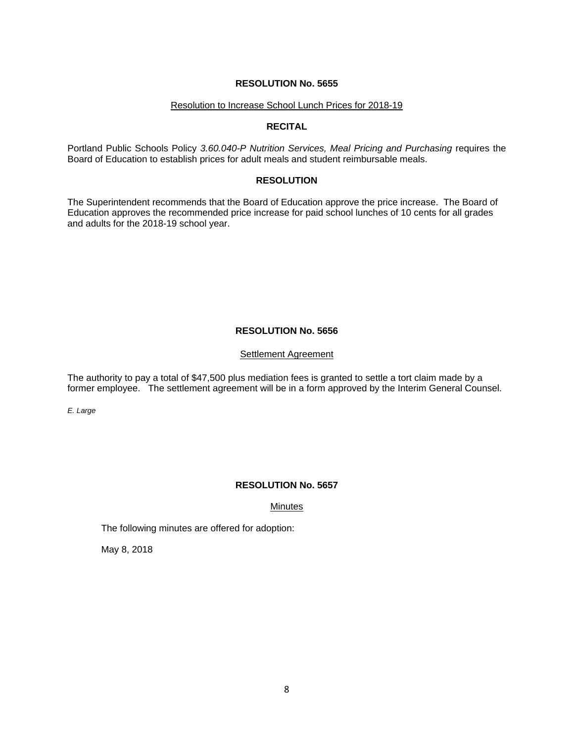## RESOLUTION No. 5655

Resolution to Increase School Lunch Prices for 2018-19

### RECITAL

Portland Public Schools Policy *3.60.040-P Nutrition Services, Meal Pricing and Purchasing* requires the Board of Education to establish prices for adult meals and student reimbursable meals.

### RESOLUTION

The Superintendent recommends that the Board of Education approve the price increase. The Board of Education approves the recommended price increase for paid school lunches of 10 cents for all grades and adults for the 2018-19 school year.

## RESOLUTION No. 5656

Settlement Agreement

The authority to pay a total of $47,500 plus mediation fees is granted to settle a tort claim made by a former employee. The settlement agreement will be in a form approved by the Interim General Counsel.

*E. Large*

## RESOLUTION No. 5657

Minutes

The following minutes are offered for adoption:

May 8, 2018